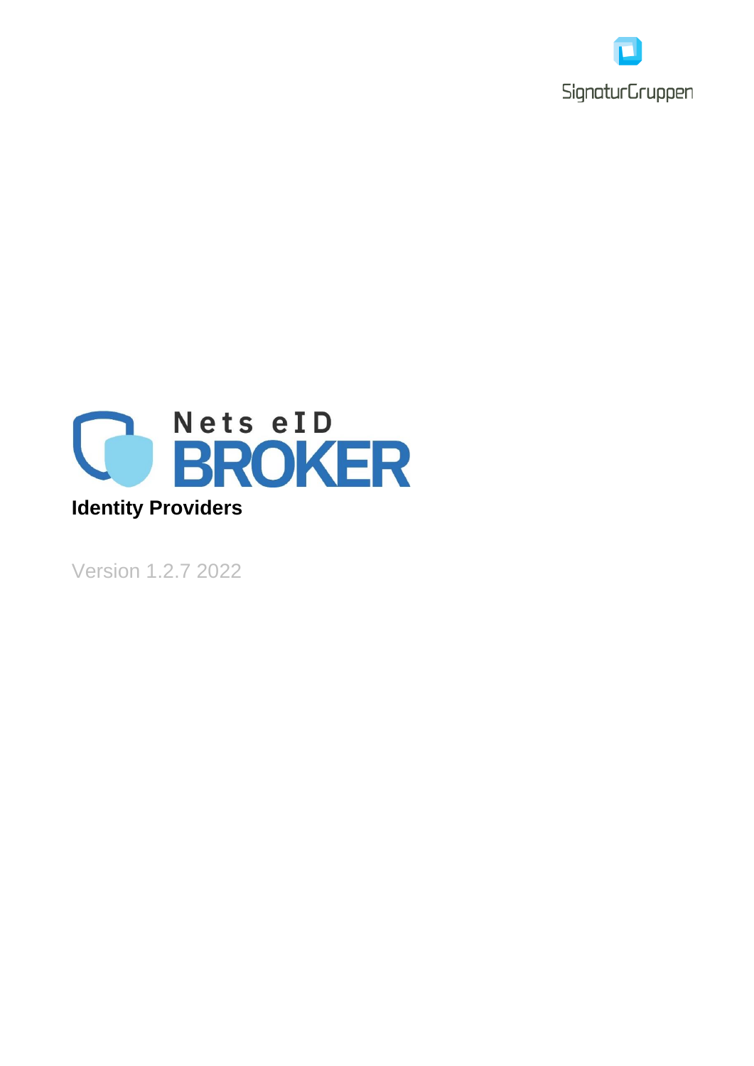SignaturGruppen

# Nets eID BROKER

## Identity Providers

Version 1.2.7 2022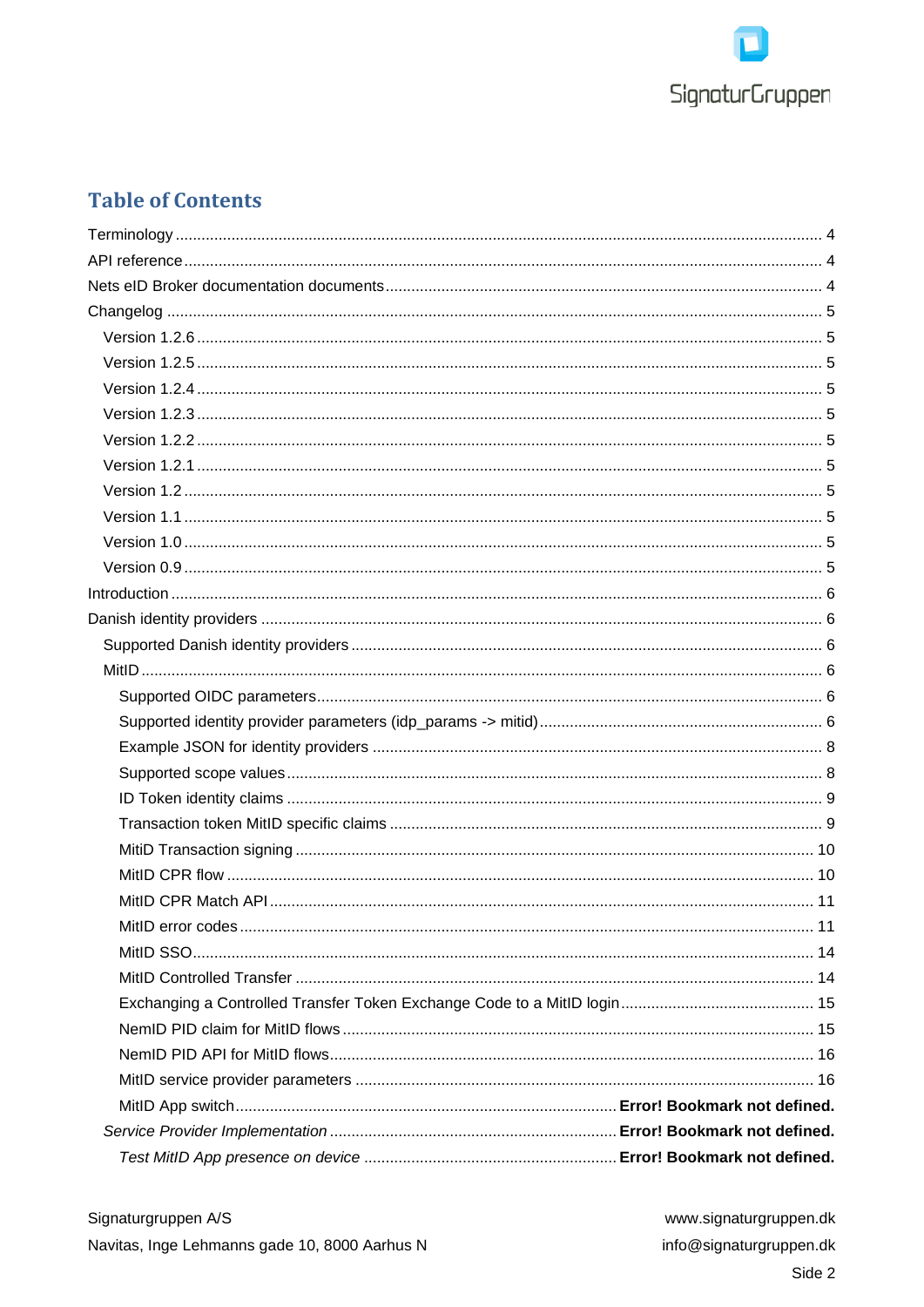# Table of Contents

Terminology ..... 4
API reference ..... 4
Nets eID Broker documentation documents ..... 4
Changelog ..... 5
- Version 1.2.6 ..... 5
- Version 1.2.5 ..... 5
- Version 1.2.4 ..... 5
- Version 1.2.3 ..... 5
- Version 1.2.2 ..... 5
- Version 1.2.1 ..... 5
- Version 1.2 ..... 5
- Version 1.1 ..... 5
- Version 1.0 ..... 5
- Version 0.9 ..... 5

Introduction ..... 6
Danish identity providers ..... 6
- Supported Danish identity providers ..... 6
- MitID ..... 6
  - Supported OIDC parameters ..... 6
  - Supported identity provider parameters (idp_params -> mitid) ..... 6
  - Example JSON for identity providers ..... 8
  - Supported scope values ..... 8
  - ID Token identity claims ..... 9
  - Transaction token MitID specific claims ..... 9
  - MitiD Transaction signing ..... 10
  - MitID CPR flow ..... 10
  - MitID CPR Match API ..... 11
  - MitID error codes ..... 11
  - MitID SSO ..... 14
  - MitID Controlled Transfer ..... 14
  - Exchanging a Controlled Transfer Token Exchange Code to a MitID login ..... 15
  - NemID PID claim for MitID flows ..... 15
  - NemID PID API for MitID flows ..... 16
  - MitID service provider parameters ..... 16
  - MitID App switch ..... **Error! Bookmark not defined.**
- *Service Provider Implementation* ..... **Error! Bookmark not defined.**
  - *Test MitID App presence on device* ..... **Error! Bookmark not defined.**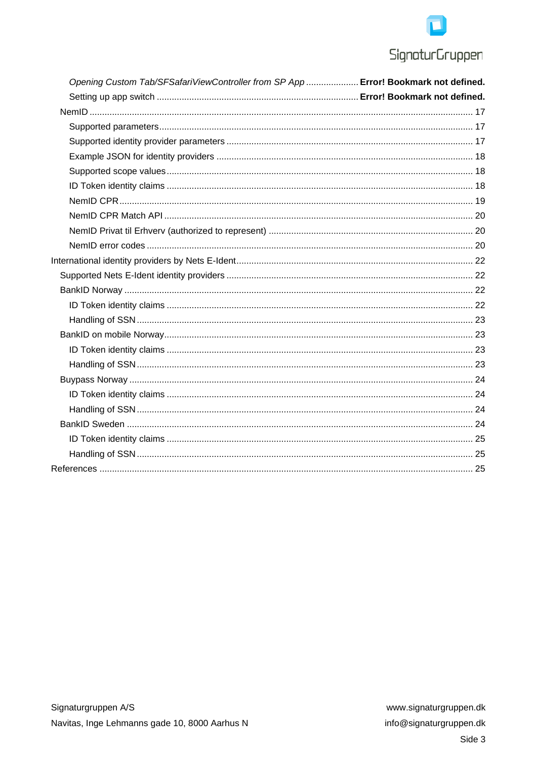*Opening Custom Tab/SFSafariViewController from SP App* ..................... **Error! Bookmark not defined.**

Setting up app switch ................................................................................ **Error! Bookmark not defined.**

NemID ........................................................................................................................................ 17

Supported parameters............................................................................................................ 17

Supported identity provider parameters ................................................................................. 17

Example JSON for identity providers ..................................................................................... 18

Supported scope values......................................................................................................... 18

ID Token identity claims ......................................................................................................... 18

NemID CPR............................................................................................................................ 19

NemID CPR Match API .......................................................................................................... 20

NemID Privat til Erhverv (authorized to represent) ................................................................. 20

NemID error codes ................................................................................................................. 20

International identity providers by Nets E-Ident............................................................................. 22

Supported Nets E-Ident identity providers ................................................................................. 22

BankID Norway .......................................................................................................................... 22

ID Token identity claims ......................................................................................................... 22

Handling of SSN..................................................................................................................... 23

BankID on mobile Norway.......................................................................................................... 23

ID Token identity claims ......................................................................................................... 23

Handling of SSN..................................................................................................................... 23

Buypass Norway ........................................................................................................................ 24

ID Token identity claims ......................................................................................................... 24

Handling of SSN..................................................................................................................... 24

BankID Sweden ......................................................................................................................... 24

ID Token identity claims ......................................................................................................... 25

Handling of SSN..................................................................................................................... 25

References .................................................................................................................................... 25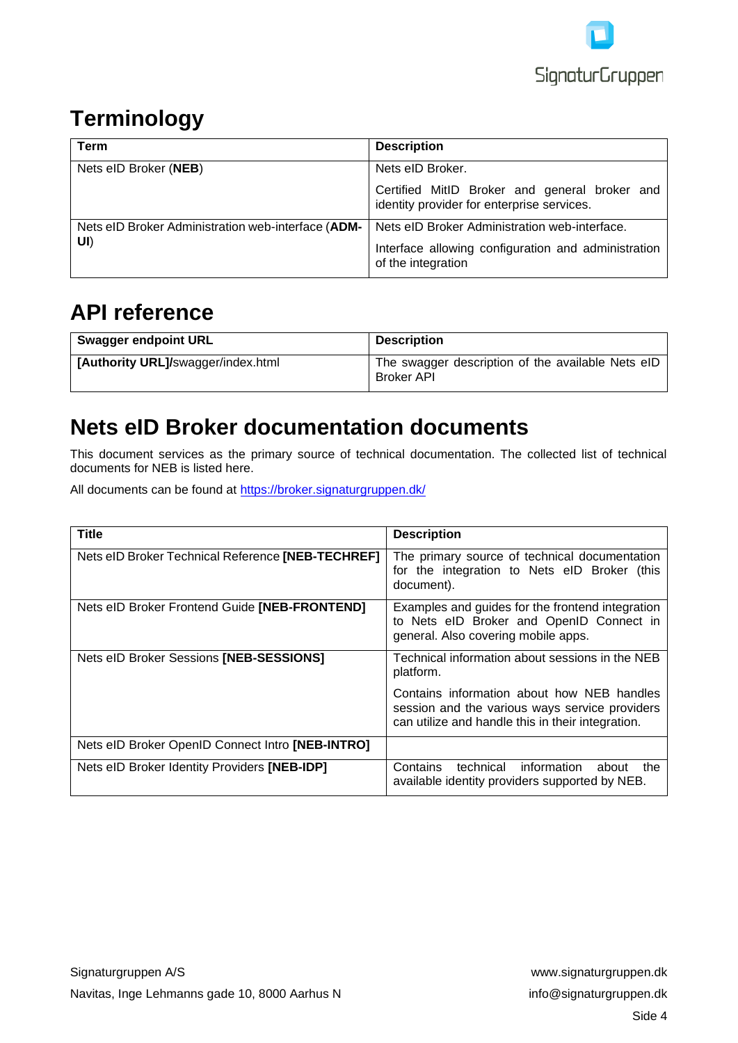# Terminology

| Term | Description |
| --- | --- |
| Nets eID Broker (**NEB**) | Nets eID Broker.<br><br>Certified MitID Broker and general broker and identity provider for enterprise services. |
| Nets eID Broker Administration web-interface (**ADM-UI**) | Nets eID Broker Administration web-interface.<br><br>Interface allowing configuration and administration of the integration |

# API reference

| Swagger endpoint URL | Description |
| --- | --- |
| **[Authority URL]/**swagger/index.html | The swagger description of the available Nets eID Broker API |

# Nets eID Broker documentation documents

This document services as the primary source of technical documentation. The collected list of technical documents for NEB is listed here.

All documents can be found at https://broker.signaturgruppen.dk/

| Title | Description |
| --- | --- |
| Nets eID Broker Technical Reference **[NEB-TECHREF]** | The primary source of technical documentation for the integration to Nets eID Broker (this document). |
| Nets eID Broker Frontend Guide **[NEB-FRONTEND]** | Examples and guides for the frontend integration to Nets eID Broker and OpenID Connect in general. Also covering mobile apps. |
| Nets eID Broker Sessions **[NEB-SESSIONS]** | Technical information about sessions in the NEB platform.<br><br>Contains information about how NEB handles session and the various ways service providers can utilize and handle this in their integration. |
| Nets eID Broker OpenID Connect Intro **[NEB-INTRO]** | |
| Nets eID Broker Identity Providers **[NEB-IDP]** | Contains technical information about the available identity providers supported by NEB. |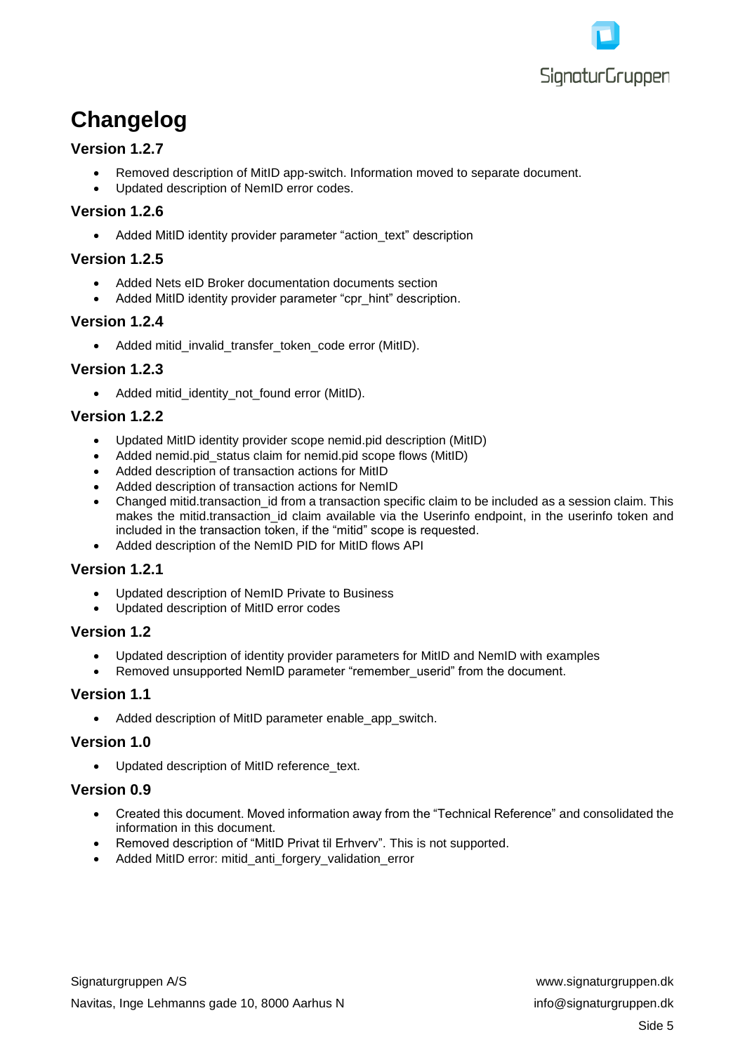# Changelog

## Version 1.2.7

- Removed description of MitID app-switch. Information moved to separate document.
- Updated description of NemID error codes.

## Version 1.2.6

- Added MitID identity provider parameter “action_text” description

## Version 1.2.5

- Added Nets eID Broker documentation documents section
- Added MitID identity provider parameter “cpr_hint” description.

## Version 1.2.4

- Added mitid_invalid_transfer_token_code error (MitID).

## Version 1.2.3

- Added mitid_identity_not_found error (MitID).

## Version 1.2.2

- Updated MitID identity provider scope nemid.pid description (MitID)
- Added nemid.pid_status claim for nemid.pid scope flows (MitID)
- Added description of transaction actions for MitID
- Added description of transaction actions for NemID
- Changed mitid.transaction_id from a transaction specific claim to be included as a session claim. This makes the mitid.transaction_id claim available via the Userinfo endpoint, in the userinfo token and included in the transaction token, if the “mitid” scope is requested.
- Added description of the NemID PID for MitID flows API

## Version 1.2.1

- Updated description of NemID Private to Business
- Updated description of MitID error codes

## Version 1.2

- Updated description of identity provider parameters for MitID and NemID with examples
- Removed unsupported NemID parameter “remember_userid” from the document.

## Version 1.1

- Added description of MitID parameter enable_app_switch.

## Version 1.0

- Updated description of MitID reference_text.

## Version 0.9

- Created this document. Moved information away from the “Technical Reference” and consolidated the information in this document.
- Removed description of “MitID Privat til Erhverv”. This is not supported.
- Added MitID error: mitid_anti_forgery_validation_error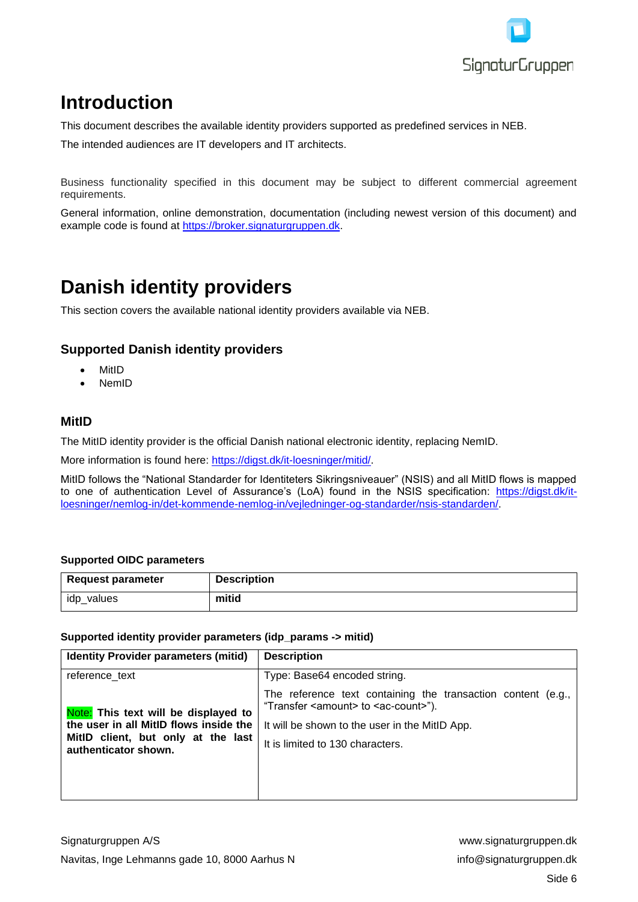# Introduction

This document describes the available identity providers supported as predefined services in NEB.

The intended audiences are IT developers and IT architects.

Business functionality specified in this document may be subject to different commercial agreement requirements.

General information, online demonstration, documentation (including newest version of this document) and example code is found at https://broker.signaturgruppen.dk.

# Danish identity providers

This section covers the available national identity providers available via NEB.

## Supported Danish identity providers

- MitID
- NemID

## MitID

The MitID identity provider is the official Danish national electronic identity, replacing NemID.

More information is found here: https://digst.dk/it-loesninger/mitid/.

MitID follows the "National Standarder for Identiteters Sikringsniveauer" (NSIS) and all MitID flows is mapped to one of authentication Level of Assurance's (LoA) found in the NSIS specification: https://digst.dk/it-loesninger/nemlog-in/det-kommende-nemlog-in/vejledninger-og-standarder/nsis-standarden/.

**Supported OIDC parameters**

| Request parameter | Description |
|---|---|
| idp_values | **mitid** |

**Supported identity provider parameters (idp_params -> mitid)**

| Identity Provider parameters (mitid) | Description |
|---|---|
| reference_text<br><br>Note: **This text will be displayed to the user in all MitID flows inside the MitID client, but only at the last authenticator shown.** | Type: Base64 encoded string.<br><br>The reference text containing the transaction content (e.g., "Transfer <amount> to <ac-count>").<br><br>It will be shown to the user in the MitID App.<br><br>It is limited to 130 characters. |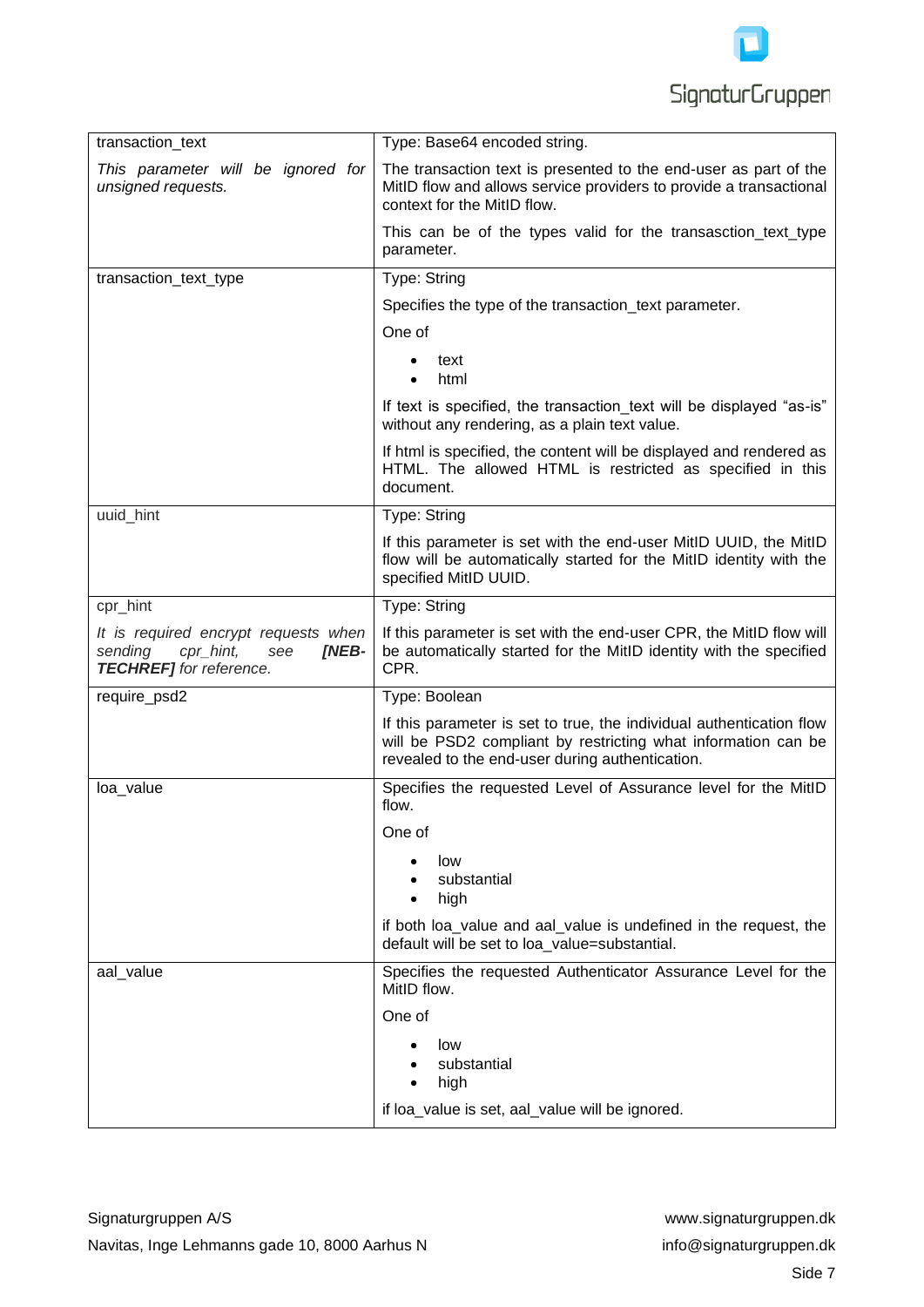| | |
|---|---|
| transaction_text<br><br>*This parameter will be ignored for unsigned requests.* | Type: Base64 encoded string.<br><br>The transaction text is presented to the end-user as part of the MitID flow and allows service providers to provide a transactional context for the MitID flow.<br><br>This can be of the types valid for the transasction_text_type parameter. |
| transaction_text_type | Type: String<br><br>Specifies the type of the transaction_text parameter.<br><br>One of<br><br>• text<br>• html<br><br>If text is specified, the transaction_text will be displayed "as-is" without any rendering, as a plain text value.<br><br>If html is specified, the content will be displayed and rendered as HTML. The allowed HTML is restricted as specified in this document. |
| uuid_hint | Type: String<br><br>If this parameter is set with the end-user MitID UUID, the MitID flow will be automatically started for the MitID identity with the specified MitID UUID. |
| cpr_hint<br><br>*It is required encrypt requests when sending cpr_hint, see* ***[NEB-TECHREF]*** *for reference.* | Type: String<br><br>If this parameter is set with the end-user CPR, the MitID flow will be automatically started for the MitID identity with the specified CPR. |
| require_psd2 | Type: Boolean<br><br>If this parameter is set to true, the individual authentication flow will be PSD2 compliant by restricting what information can be revealed to the end-user during authentication. |
| loa_value | Specifies the requested Level of Assurance level for the MitID flow.<br><br>One of<br><br>• low<br>• substantial<br>• high<br><br>if both loa_value and aal_value is undefined in the request, the default will be set to loa_value=substantial. |
| aal_value | Specifies the requested Authenticator Assurance Level for the MitID flow.<br><br>One of<br><br>• low<br>• substantial<br>• high<br><br>if loa_value is set, aal_value will be ignored. |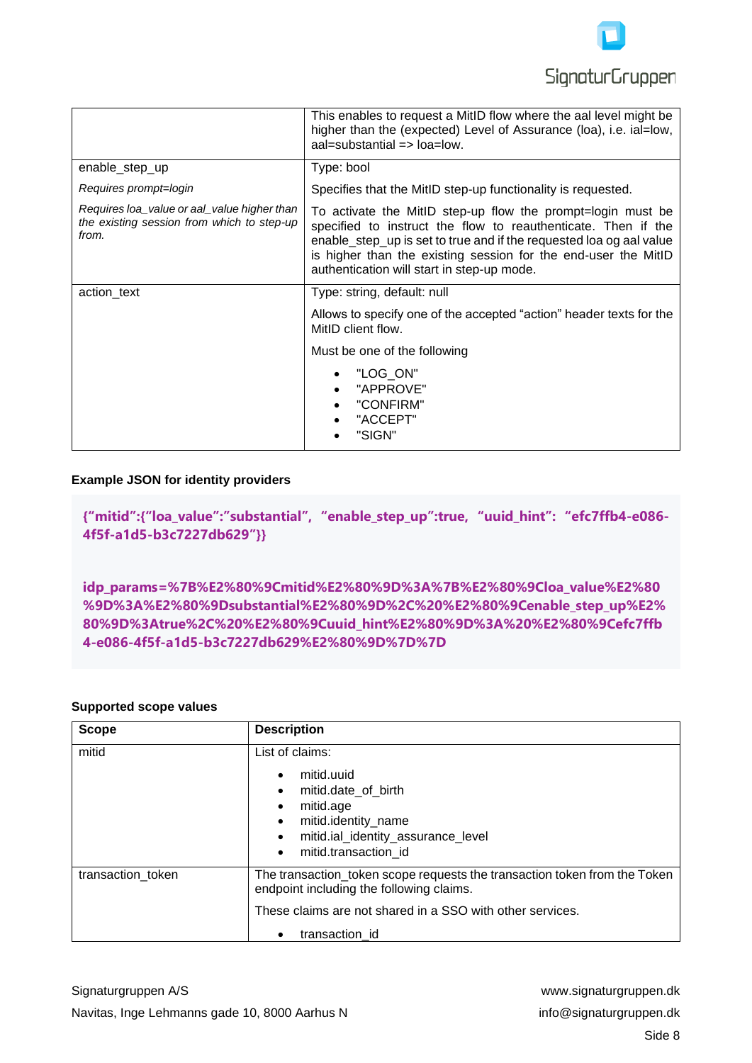| | |
|---|---|
| | This enables to request a MitID flow where the aal level might be higher than the (expected) Level of Assurance (loa), i.e. ial=low, aal=substantial => loa=low. |
| enable_step_up<br><br>*Requires prompt=login*<br><br>*Requires loa_value or aal_value higher than the existing session from which to step-up from.* | Type: bool<br><br>Specifies that the MitID step-up functionality is requested.<br><br>To activate the MitID step-up flow the prompt=login must be specified to instruct the flow to reauthenticate. Then if the enable_step_up is set to true and if the requested loa og aal value is higher than the existing session for the end-user the MitID authentication will start in step-up mode. |
| action_text | Type: string, default: null<br><br>Allows to specify one of the accepted “action” header texts for the MitID client flow.<br><br>Must be one of the following<br><br>• "LOG_ON"<br>• "APPROVE"<br>• "CONFIRM"<br>• "ACCEPT"<br>• "SIGN" |

**Example JSON for identity providers**

```
{“mitid”:{“loa_value”:”substantial”, “enable_step_up”:true, “uuid_hint”: “efc7ffb4-e086-4f5f-a1d5-b3c7227db629”}}

idp_params=%7B%E2%80%9Cmitid%E2%80%9D%3A%7B%E2%80%9Cloa_value%E2%80%9D%3A%E2%80%9Dsubstantial%E2%80%9D%2C%20%E2%80%9Cenable_step_up%E2%80%9D%3Atrue%2C%20%E2%80%9Cuuid_hint%E2%80%9D%3A%20%E2%80%9Cefc7ffb4-e086-4f5f-a1d5-b3c7227db629%E2%80%9D%7D%7D
```

**Supported scope values**

| Scope | Description |
|---|---|
| mitid | List of claims:<br><br>• mitid.uuid<br>• mitid.date_of_birth<br>• mitid.age<br>• mitid.identity_name<br>• mitid.ial_identity_assurance_level<br>• mitid.transaction_id |
| transaction_token | The transaction_token scope requests the transaction token from the Token endpoint including the following claims.<br><br>These claims are not shared in a SSO with other services.<br><br>• transaction_id |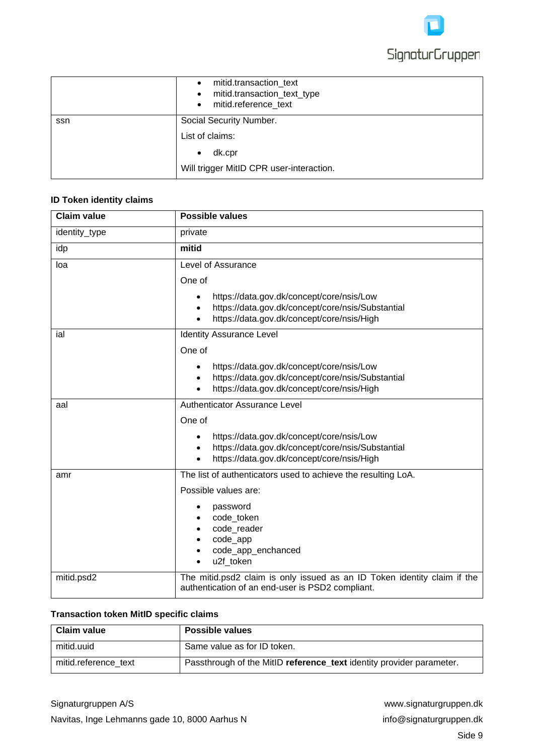| | |
|---|---|
| | • mitid.transaction_text<br>• mitid.transaction_text_type<br>• mitid.reference_text |
| ssn | Social Security Number.<br>List of claims:<br>• dk.cpr<br>Will trigger MitID CPR user-interaction. |

**ID Token identity claims**

| Claim value | Possible values |
|---|---|
| identity_type | private |
| idp | **mitid** |
| loa | Level of Assurance<br>One of<br>• https://data.gov.dk/concept/core/nsis/Low<br>• https://data.gov.dk/concept/core/nsis/Substantial<br>• https://data.gov.dk/concept/core/nsis/High |
| ial | Identity Assurance Level<br>One of<br>• https://data.gov.dk/concept/core/nsis/Low<br>• https://data.gov.dk/concept/core/nsis/Substantial<br>• https://data.gov.dk/concept/core/nsis/High |
| aal | Authenticator Assurance Level<br>One of<br>• https://data.gov.dk/concept/core/nsis/Low<br>• https://data.gov.dk/concept/core/nsis/Substantial<br>• https://data.gov.dk/concept/core/nsis/High |
| amr | The list of authenticators used to achieve the resulting LoA.<br>Possible values are:<br>• password<br>• code_token<br>• code_reader<br>• code_app<br>• code_app_enchanced<br>• u2f_token |
| mitid.psd2 | The mitid.psd2 claim is only issued as an ID Token identity claim if the authentication of an end-user is PSD2 compliant. |

**Transaction token MitID specific claims**

| Claim value | Possible values |
|---|---|
| mitid.uuid | Same value as for ID token. |
| mitid.reference_text | Passthrough of the MitID **reference_text** identity provider parameter. |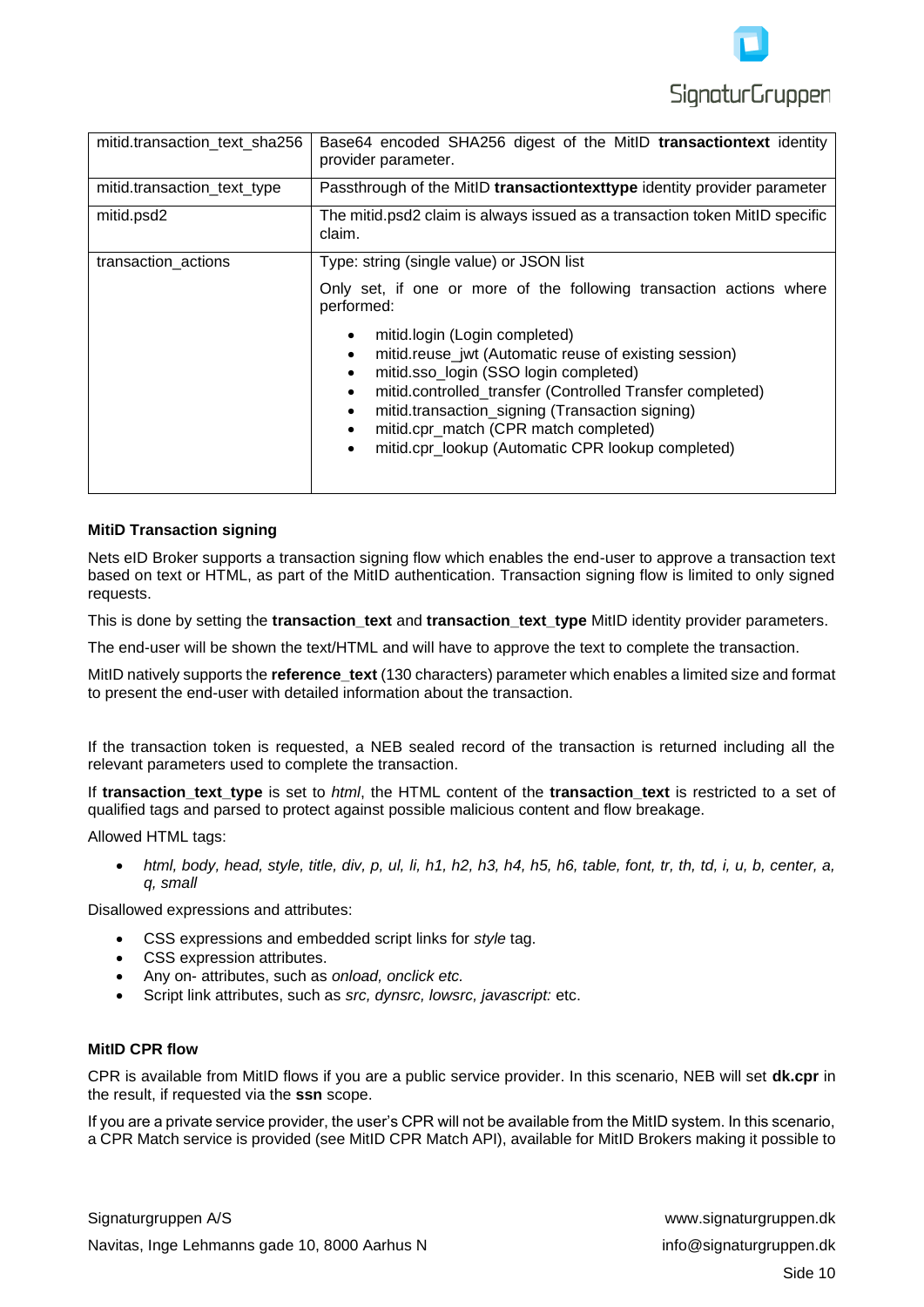| | |
|---|---|
| mitid.transaction_text_sha256 | Base64 encoded SHA256 digest of the MitID **transactiontext** identity provider parameter. |
| mitid.transaction_text_type | Passthrough of the MitID **transactiontexttype** identity provider parameter |
| mitid.psd2 | The mitid.psd2 claim is always issued as a transaction token MitID specific claim. |
| transaction_actions | Type: string (single value) or JSON list<br><br>Only set, if one or more of the following transaction actions where performed:<br><br>• mitid.login (Login completed)<br>• mitid.reuse_jwt (Automatic reuse of existing session)<br>• mitid.sso_login (SSO login completed)<br>• mitid.controlled_transfer (Controlled Transfer completed)<br>• mitid.transaction_signing (Transaction signing)<br>• mitid.cpr_match (CPR match completed)<br>• mitid.cpr_lookup (Automatic CPR lookup completed) |

**MitiD Transaction signing**

Nets eID Broker supports a transaction signing flow which enables the end-user to approve a transaction text based on text or HTML, as part of the MitID authentication. Transaction signing flow is limited to only signed requests.

This is done by setting the **transaction_text** and **transaction_text_type** MitID identity provider parameters.

The end-user will be shown the text/HTML and will have to approve the text to complete the transaction.

MitID natively supports the **reference_text** (130 characters) parameter which enables a limited size and format to present the end-user with detailed information about the transaction.

If the transaction token is requested, a NEB sealed record of the transaction is returned including all the relevant parameters used to complete the transaction.

If **transaction_text_type** is set to *html*, the HTML content of the **transaction_text** is restricted to a set of qualified tags and parsed to protect against possible malicious content and flow breakage.

Allowed HTML tags:

- *html, body, head, style, title, div, p, ul, li, h1, h2, h3, h4, h5, h6, table, font, tr, th, td, i, u, b, center, a, q, small*

Disallowed expressions and attributes:

- CSS expressions and embedded script links for *style* tag.
- CSS expression attributes.
- Any on- attributes, such as *onload, onclick etc.*
- Script link attributes, such as *src, dynsrc, lowsrc, javascript:* etc.

**MitiD CPR flow**

CPR is available from MitID flows if you are a public service provider. In this scenario, NEB will set **dk.cpr** in the result, if requested via the **ssn** scope.

If you are a private service provider, the user's CPR will not be available from the MitID system. In this scenario, a CPR Match service is provided (see MitID CPR Match API), available for MitID Brokers making it possible to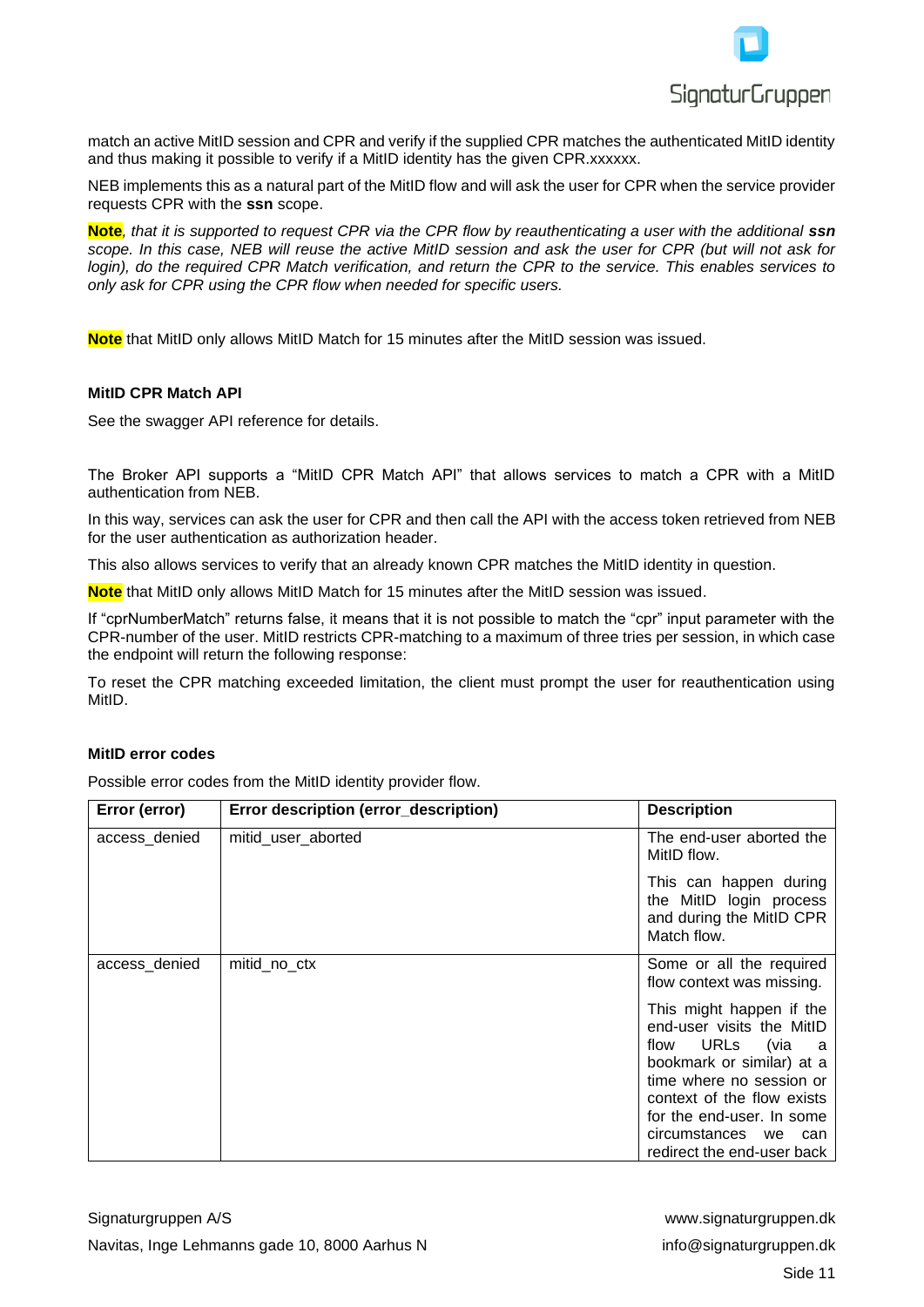match an active MitID session and CPR and verify if the supplied CPR matches the authenticated MitID identity and thus making it possible to verify if a MitID identity has the given CPR.xxxxxx.

NEB implements this as a natural part of the MitID flow and will ask the user for CPR when the service provider requests CPR with the **ssn** scope.

**Note**, *that it is supported to request CPR via the CPR flow by reauthenticating a user with the additional **ssn** scope. In this case, NEB will reuse the active MitID session and ask the user for CPR (but will not ask for login), do the required CPR Match verification, and return the CPR to the service. This enables services to only ask for CPR using the CPR flow when needed for specific users.*

**Note** that MitID only allows MitID Match for 15 minutes after the MitID session was issued.

### MitID CPR Match API

See the swagger API reference for details.

The Broker API supports a "MitID CPR Match API" that allows services to match a CPR with a MitID authentication from NEB.

In this way, services can ask the user for CPR and then call the API with the access token retrieved from NEB for the user authentication as authorization header.

This also allows services to verify that an already known CPR matches the MitID identity in question.

**Note** that MitID only allows MitID Match for 15 minutes after the MitID session was issued.

If "cprNumberMatch" returns false, it means that it is not possible to match the "cpr" input parameter with the CPR-number of the user. MitID restricts CPR-matching to a maximum of three tries per session, in which case the endpoint will return the following response:

To reset the CPR matching exceeded limitation, the client must prompt the user for reauthentication using MitID.

### MitID error codes

Possible error codes from the MitID identity provider flow.

| Error (error) | Error description (error_description) | Description |
| --- | --- | --- |
| access_denied | mitid_user_aborted | The end-user aborted the MitID flow.<br><br>This can happen during the MitID login process and during the MitID CPR Match flow. |
| access_denied | mitid_no_ctx | Some or all the required flow context was missing.<br><br>This might happen if the end-user visits the MitID flow URLs (via a bookmark or similar) at a time where no session or context of the flow exists for the end-user. In some circumstances we can redirect the end-user back |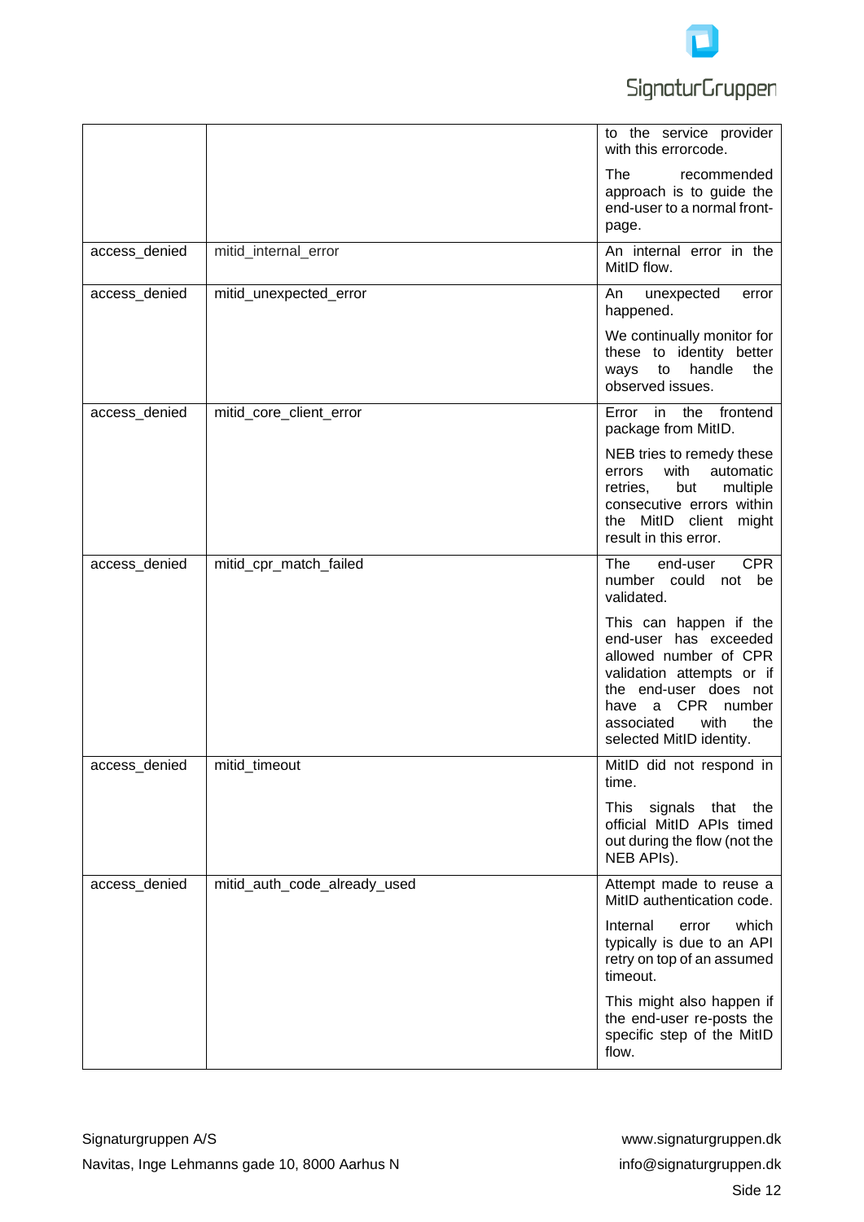| | | |
|---|---|---|
| | | to the service provider with this errorcode.<br><br>The recommended approach is to guide the end-user to a normal front-page. |
| access_denied | mitid_internal_error | An internal error in the MitID flow. |
| access_denied | mitid_unexpected_error | An unexpected error happened.<br><br>We continually monitor for these to identity better ways to handle the observed issues. |
| access_denied | mitid_core_client_error | Error in the frontend package from MitID.<br><br>NEB tries to remedy these errors with automatic retries, but multiple consecutive errors within the MitID client might result in this error. |
| access_denied | mitid_cpr_match_failed | The end-user CPR number could not be validated.<br><br>This can happen if the end-user has exceeded allowed number of CPR validation attempts or if the end-user does not have a CPR number associated with the selected MitID identity. |
| access_denied | mitid_timeout | MitID did not respond in time.<br><br>This signals that the official MitID APIs timed out during the flow (not the NEB APIs). |
| access_denied | mitid_auth_code_already_used | Attempt made to reuse a MitID authentication code.<br><br>Internal error which typically is due to an API retry on top of an assumed timeout.<br><br>This might also happen if the end-user re-posts the specific step of the MitID flow. |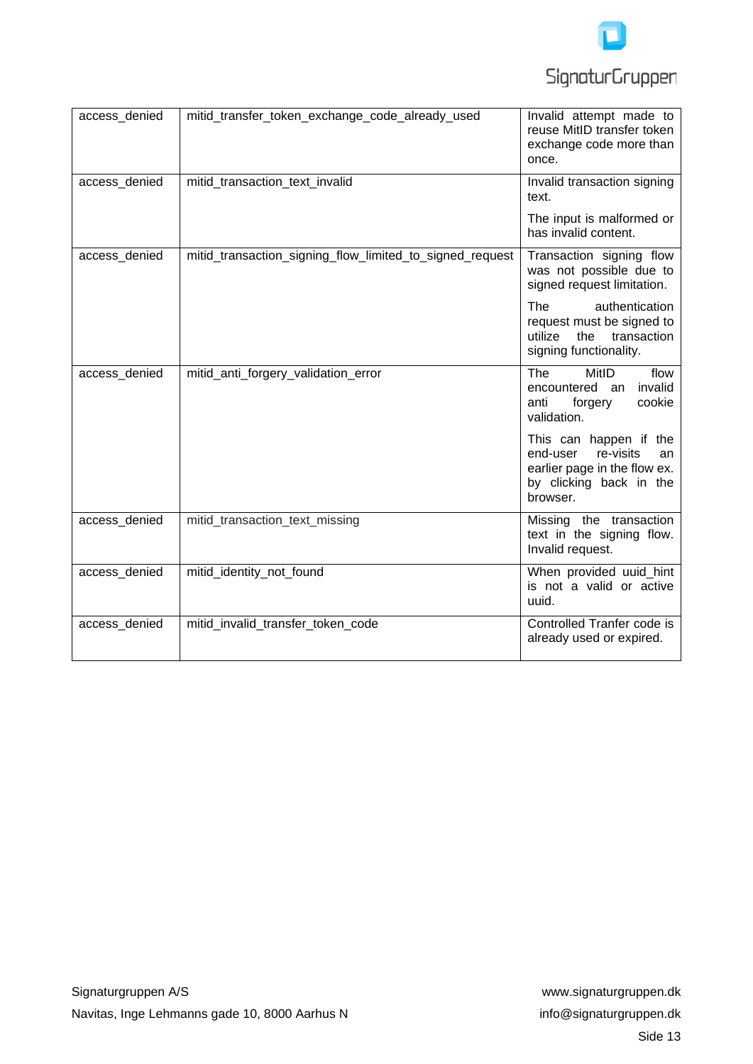| | | |
|---|---|---|
| access_denied | mitid_transfer_token_exchange_code_already_used | Invalid attempt made to reuse MitID transfer token exchange code more than once. |
| access_denied | mitid_transaction_text_invalid | Invalid transaction signing text.<br><br>The input is malformed or has invalid content. |
| access_denied | mitid_transaction_signing_flow_limited_to_signed_request | Transaction signing flow was not possible due to signed request limitation.<br><br>The authentication request must be signed to utilize the transaction signing functionality. |
| access_denied | mitid_anti_forgery_validation_error | The MitID flow encountered an invalid anti forgery cookie validation.<br><br>This can happen if the end-user re-visits an earlier page in the flow ex. by clicking back in the browser. |
| access_denied | mitid_transaction_text_missing | Missing the transaction text in the signing flow. Invalid request. |
| access_denied | mitid_identity_not_found | When provided uuid_hint is not a valid or active uuid. |
| access_denied | mitid_invalid_transfer_token_code | Controlled Tranfer code is already used or expired. |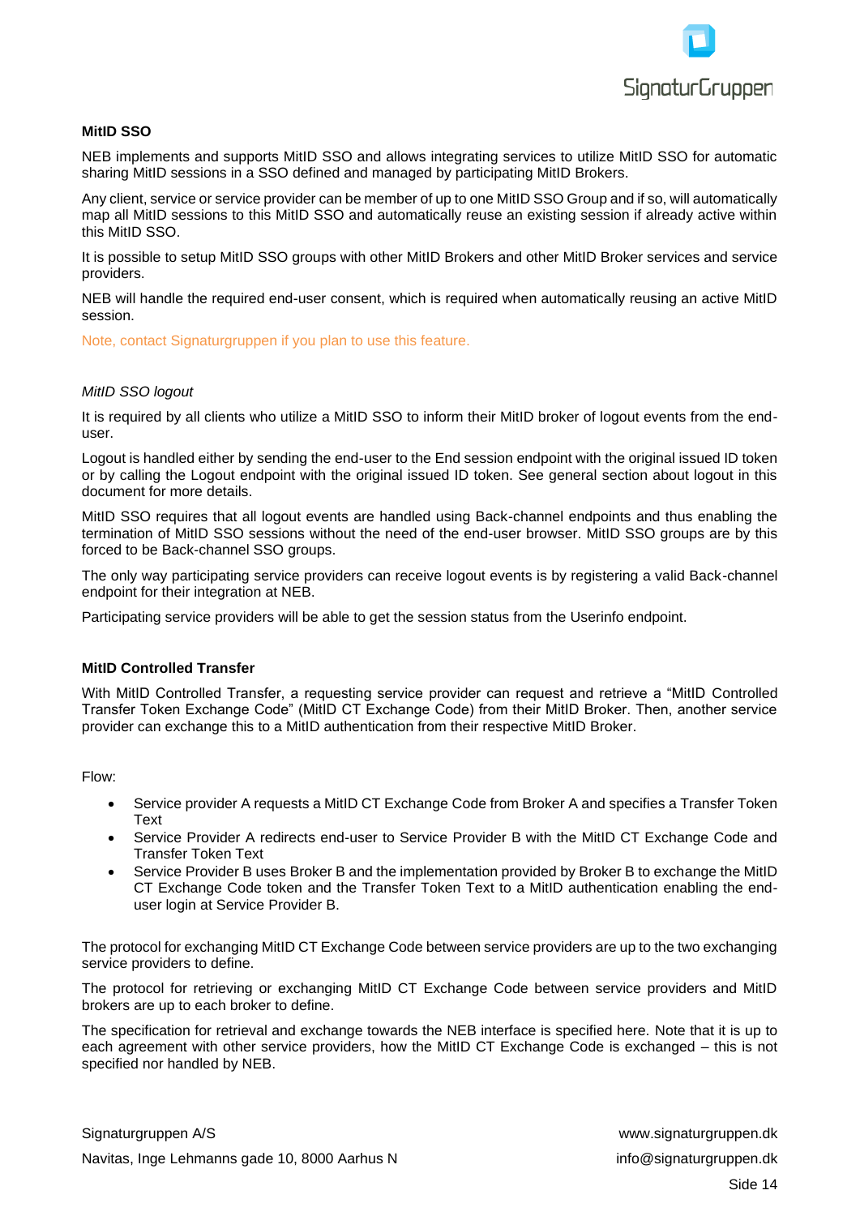### MitID SSO

NEB implements and supports MitID SSO and allows integrating services to utilize MitID SSO for automatic sharing MitID sessions in a SSO defined and managed by participating MitID Brokers.

Any client, service or service provider can be member of up to one MitID SSO Group and if so, will automatically map all MitID sessions to this MitID SSO and automatically reuse an existing session if already active within this MitID SSO.

It is possible to setup MitID SSO groups with other MitID Brokers and other MitID Broker services and service providers.

NEB will handle the required end-user consent, which is required when automatically reusing an active MitID session.

Note, contact Signaturgruppen if you plan to use this feature.

#### *MitID SSO logout*

It is required by all clients who utilize a MitID SSO to inform their MitID broker of logout events from the end-user.

Logout is handled either by sending the end-user to the End session endpoint with the original issued ID token or by calling the Logout endpoint with the original issued ID token. See general section about logout in this document for more details.

MitID SSO requires that all logout events are handled using Back-channel endpoints and thus enabling the termination of MitID SSO sessions without the need of the end-user browser. MitID SSO groups are by this forced to be Back-channel SSO groups.

The only way participating service providers can receive logout events is by registering a valid Back-channel endpoint for their integration at NEB.

Participating service providers will be able to get the session status from the Userinfo endpoint.

### MitID Controlled Transfer

With MitID Controlled Transfer, a requesting service provider can request and retrieve a "MitID Controlled Transfer Token Exchange Code" (MitID CT Exchange Code) from their MitID Broker. Then, another service provider can exchange this to a MitID authentication from their respective MitID Broker.

Flow:

- Service provider A requests a MitID CT Exchange Code from Broker A and specifies a Transfer Token Text
- Service Provider A redirects end-user to Service Provider B with the MitID CT Exchange Code and Transfer Token Text
- Service Provider B uses Broker B and the implementation provided by Broker B to exchange the MitID CT Exchange Code token and the Transfer Token Text to a MitID authentication enabling the end-user login at Service Provider B.

The protocol for exchanging MitID CT Exchange Code between service providers are up to the two exchanging service providers to define.

The protocol for retrieving or exchanging MitID CT Exchange Code between service providers and MitID brokers are up to each broker to define.

The specification for retrieval and exchange towards the NEB interface is specified here. Note that it is up to each agreement with other service providers, how the MitID CT Exchange Code is exchanged – this is not specified nor handled by NEB.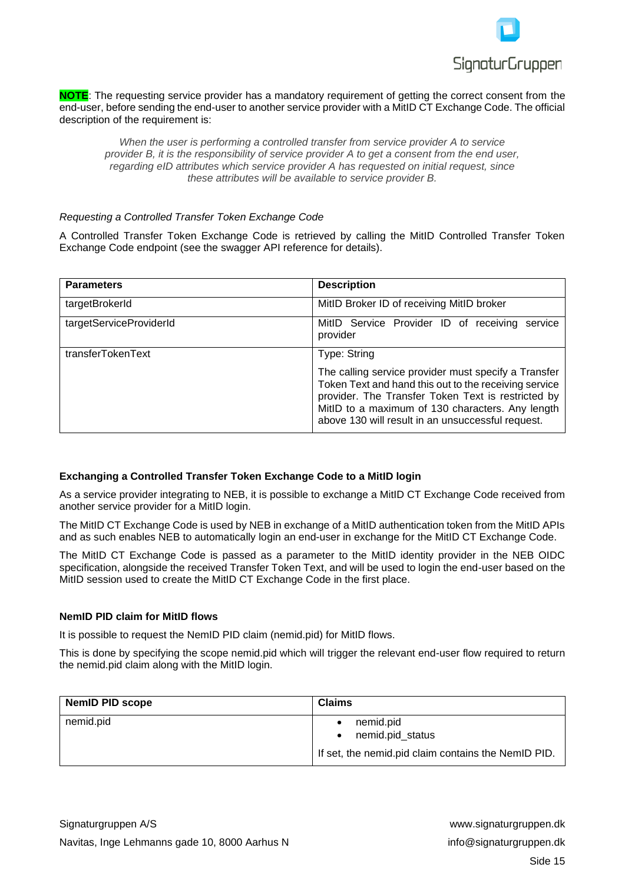**NOTE**: The requesting service provider has a mandatory requirement of getting the correct consent from the end-user, before sending the end-user to another service provider with a MitID CT Exchange Code. The official description of the requirement is:

> *When the user is performing a controlled transfer from service provider A to service provider B, it is the responsibility of service provider A to get a consent from the end user, regarding eID attributes which service provider A has requested on initial request, since these attributes will be available to service provider B.*

*Requesting a Controlled Transfer Token Exchange Code*

A Controlled Transfer Token Exchange Code is retrieved by calling the MitID Controlled Transfer Token Exchange Code endpoint (see the swagger API reference for details).

| **Parameters** | **Description** |
|---|---|
| targetBrokerId | MitID Broker ID of receiving MitID broker |
| targetServiceProviderId | MitID Service Provider ID of receiving service provider |
| transferTokenText | Type: String<br><br>The calling service provider must specify a Transfer Token Text and hand this out to the receiving service provider. The Transfer Token Text is restricted by MitID to a maximum of 130 characters. Any length above 130 will result in an unsuccessful request. |

### Exchanging a Controlled Transfer Token Exchange Code to a MitID login

As a service provider integrating to NEB, it is possible to exchange a MitID CT Exchange Code received from another service provider for a MitID login.

The MitID CT Exchange Code is used by NEB in exchange of a MitID authentication token from the MitID APIs and as such enables NEB to automatically login an end-user in exchange for the MitID CT Exchange Code.

The MitID CT Exchange Code is passed as a parameter to the MitID identity provider in the NEB OIDC specification, alongside the received Transfer Token Text, and will be used to login the end-user based on the MitID session used to create the MitID CT Exchange Code in the first place.

### NemID PID claim for MitID flows

It is possible to request the NemID PID claim (nemid.pid) for MitID flows.

This is done by specifying the scope nemid.pid which will trigger the relevant end-user flow required to return the nemid.pid claim along with the MitID login.

| **NemID PID scope** | **Claims** |
|---|---|
| nemid.pid | • nemid.pid<br>• nemid.pid_status<br><br>If set, the nemid.pid claim contains the NemID PID. |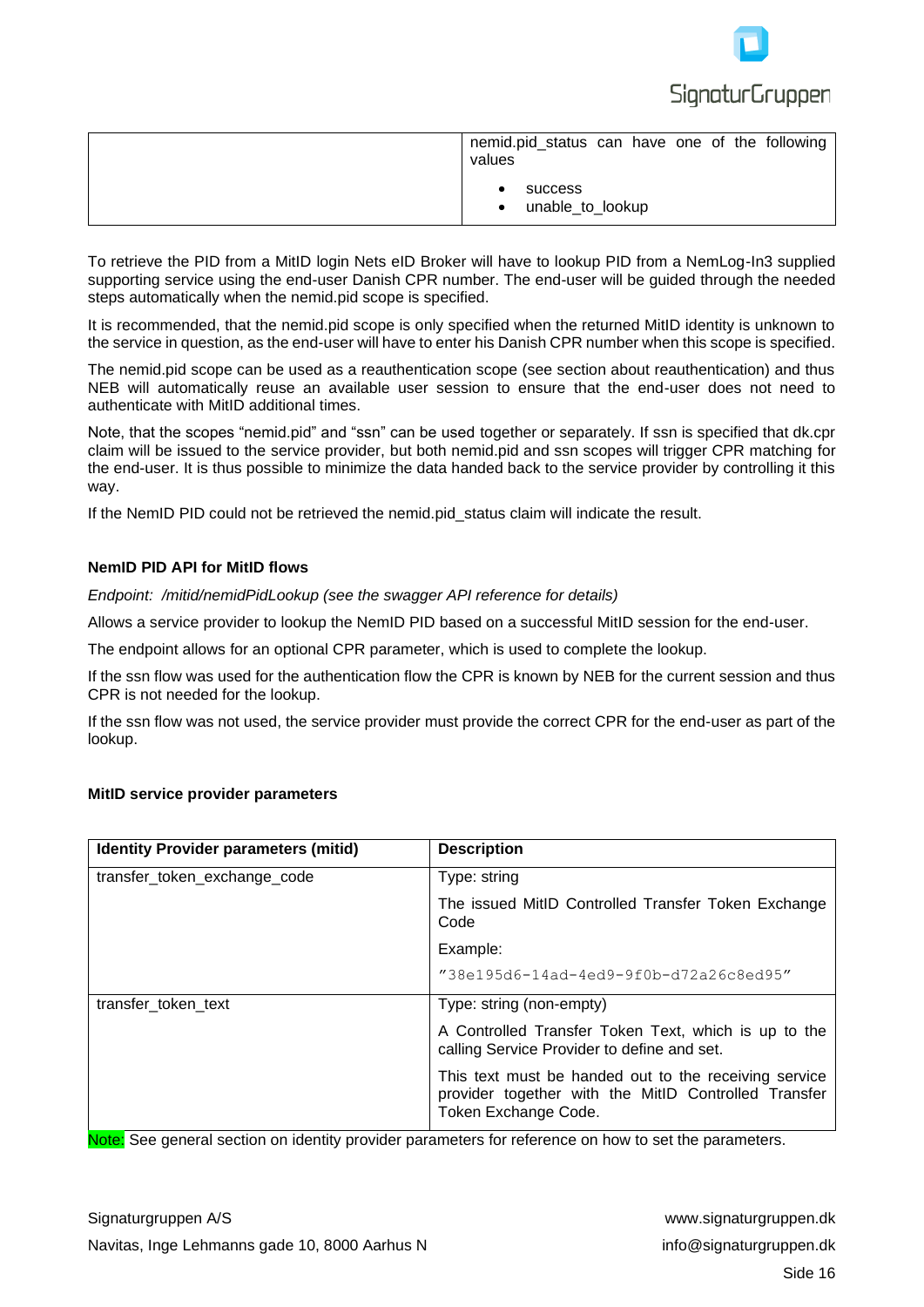| | |
|---|---|
| | nemid.pid_status can have one of the following values<br><br>- success<br>- unable_to_lookup |

To retrieve the PID from a MitID login Nets eID Broker will have to lookup PID from a NemLog-In3 supplied supporting service using the end-user Danish CPR number. The end-user will be guided through the needed steps automatically when the nemid.pid scope is specified.

It is recommended, that the nemid.pid scope is only specified when the returned MitID identity is unknown to the service in question, as the end-user will have to enter his Danish CPR number when this scope is specified.

The nemid.pid scope can be used as a reauthentication scope (see section about reauthentication) and thus NEB will automatically reuse an available user session to ensure that the end-user does not need to authenticate with MitID additional times.

Note, that the scopes "nemid.pid" and "ssn" can be used together or separately. If ssn is specified that dk.cpr claim will be issued to the service provider, but both nemid.pid and ssn scopes will trigger CPR matching for the end-user. It is thus possible to minimize the data handed back to the service provider by controlling it this way.

If the NemID PID could not be retrieved the nemid.pid_status claim will indicate the result.

**NemID PID API for MitID flows**

*Endpoint: /mitid/nemidPidLookup (see the swagger API reference for details)*

Allows a service provider to lookup the NemID PID based on a successful MitID session for the end-user.

The endpoint allows for an optional CPR parameter, which is used to complete the lookup.

If the ssn flow was used for the authentication flow the CPR is known by NEB for the current session and thus CPR is not needed for the lookup.

If the ssn flow was not used, the service provider must provide the correct CPR for the end-user as part of the lookup.

**MitID service provider parameters**

| Identity Provider parameters (mitid) | Description |
|---|---|
| transfer_token_exchange_code | Type: string<br><br>The issued MitID Controlled Transfer Token Exchange Code<br><br>Example:<br><br>"38e195d6-14ad-4ed9-9f0b-d72a26c8ed95" |
| transfer_token_text | Type: string (non-empty)<br><br>A Controlled Transfer Token Text, which is up to the calling Service Provider to define and set.<br><br>This text must be handed out to the receiving service provider together with the MitID Controlled Transfer Token Exchange Code. |

Note: See general section on identity provider parameters for reference on how to set the parameters.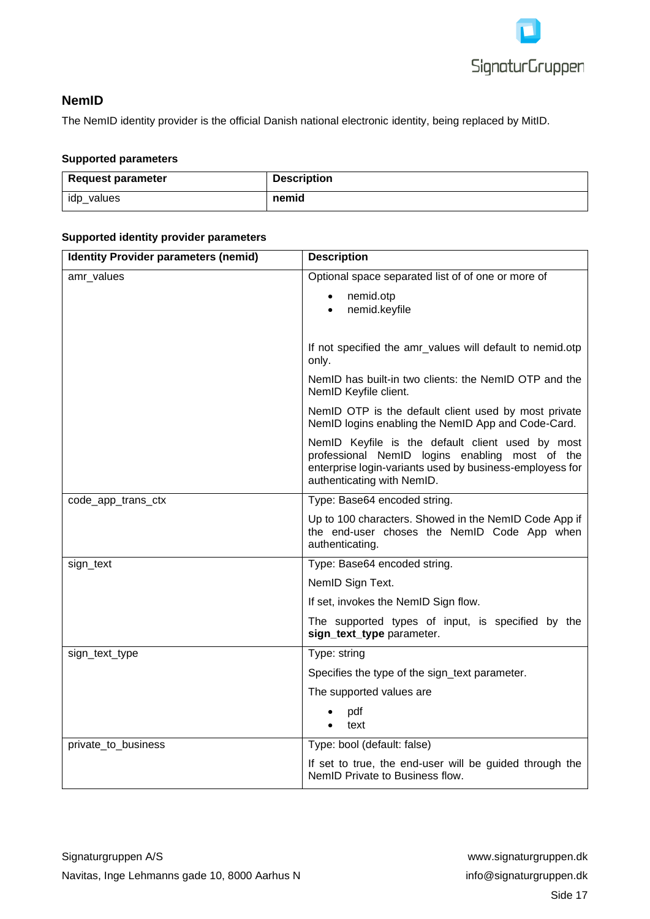## NemID

The NemID identity provider is the official Danish national electronic identity, being replaced by MitID.

#### Supported parameters

| Request parameter | Description |
|---|---|
| idp_values | **nemid** |

#### Supported identity provider parameters

| Identity Provider parameters (nemid) | Description |
|---|---|
| amr_values | Optional space separated list of of one or more of<br>• nemid.otp<br>• nemid.keyfile<br><br>If not specified the amr_values will default to nemid.otp only.<br><br>NemID has built-in two clients: the NemID OTP and the NemID Keyfile client.<br><br>NemID OTP is the default client used by most private NemID logins enabling the NemID App and Code-Card.<br><br>NemID Keyfile is the default client used by most professional NemID logins enabling most of the enterprise login-variants used by business-employess for authenticating with NemID. |
| code_app_trans_ctx | Type: Base64 encoded string.<br><br>Up to 100 characters. Showed in the NemID Code App if the end-user choses the NemID Code App when authenticating. |
| sign_text | Type: Base64 encoded string.<br><br>NemID Sign Text.<br><br>If set, invokes the NemID Sign flow.<br><br>The supported types of input, is specified by the **sign_text_type** parameter. |
| sign_text_type | Type: string<br><br>Specifies the type of the sign_text parameter.<br><br>The supported values are<br>• pdf<br>• text |
| private_to_business | Type: bool (default: false)<br><br>If set to true, the end-user will be guided through the NemID Private to Business flow. |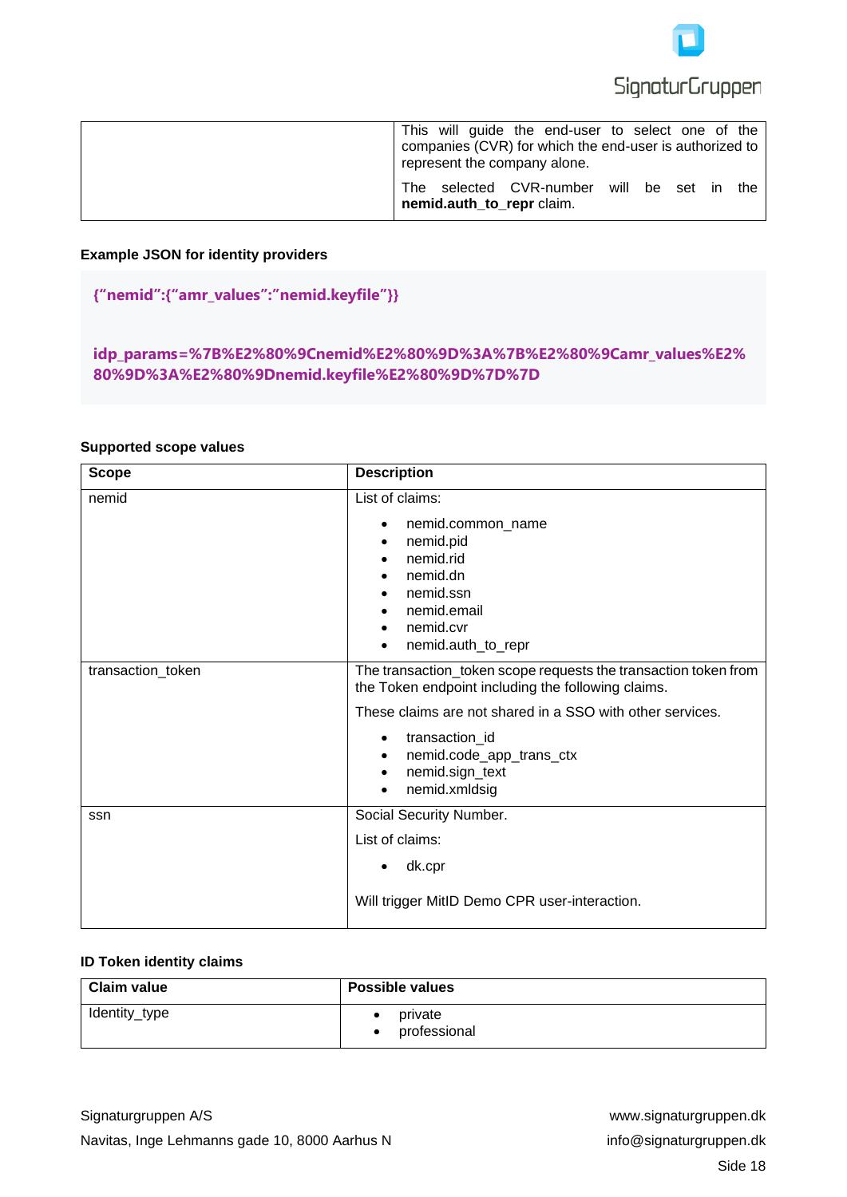| | This will guide the end-user to select one of the companies (CVR) for which the end-user is authorized to represent the company alone.<br><br>The selected CVR-number will be set in the **nemid.auth_to_repr** claim. |
|---|---|

**Example JSON for identity providers**

```
{“nemid”:{“amr_values”:”nemid.keyfile”}}

idp_params=%7B%E2%80%9Cnemid%E2%80%9D%3A%7B%E2%80%9Camr_values%E2%80%9D%3A%E2%80%9Dnemid.keyfile%E2%80%9D%7D%7D
```

**Supported scope values**

| Scope | Description |
|---|---|
| nemid | List of claims:<br>• nemid.common_name<br>• nemid.pid<br>• nemid.rid<br>• nemid.dn<br>• nemid.ssn<br>• nemid.email<br>• nemid.cvr<br>• nemid.auth_to_repr |
| transaction_token | The transaction_token scope requests the transaction token from the Token endpoint including the following claims.<br>These claims are not shared in a SSO with other services.<br>• transaction_id<br>• nemid.code_app_trans_ctx<br>• nemid.sign_text<br>• nemid.xmldsig |
| ssn | Social Security Number.<br>List of claims:<br>• dk.cpr<br><br>Will trigger MitID Demo CPR user-interaction. |

**ID Token identity claims**

| Claim value | Possible values |
|---|---|
| Identity_type | • private<br>• professional |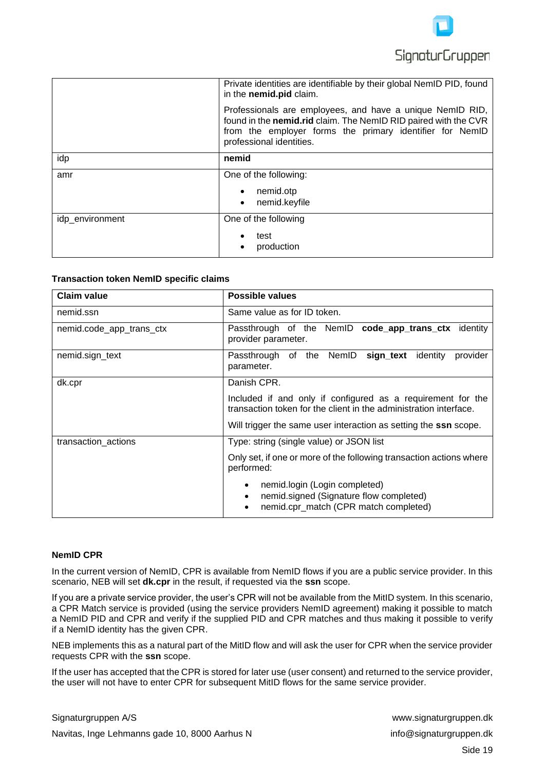| | |
|---|---|
| | Private identities are identifiable by their global NemID PID, found in the **nemid.pid** claim.<br><br>Professionals are employees, and have a unique NemID RID, found in the **nemid.rid** claim. The NemID RID paired with the CVR from the employer forms the primary identifier for NemID professional identities. |
| idp | **nemid** |
| amr | One of the following:<br><br>• nemid.otp<br>• nemid.keyfile |
| idp_environment | One of the following<br><br>• test<br>• production |

**Transaction token NemID specific claims**

| Claim value | Possible values |
|---|---|
| nemid.ssn | Same value as for ID token. |
| nemid.code_app_trans_ctx | Passthrough of the NemID **code_app_trans_ctx** identity provider parameter. |
| nemid.sign_text | Passthrough of the NemID **sign_text** identity provider parameter. |
| dk.cpr | Danish CPR.<br><br>Included if and only if configured as a requirement for the transaction token for the client in the administration interface.<br><br>Will trigger the same user interaction as setting the **ssn** scope. |
| transaction_actions | Type: string (single value) or JSON list<br><br>Only set, if one or more of the following transaction actions where performed:<br><br>• nemid.login (Login completed)<br>• nemid.signed (Signature flow completed)<br>• nemid.cpr_match (CPR match completed) |

**NemID CPR**

In the current version of NemID, CPR is available from NemID flows if you are a public service provider. In this scenario, NEB will set **dk.cpr** in the result, if requested via the **ssn** scope.

If you are a private service provider, the user's CPR will not be available from the MitID system. In this scenario, a CPR Match service is provided (using the service providers NemID agreement) making it possible to match a NemID PID and CPR and verify if the supplied PID and CPR matches and thus making it possible to verify if a NemID identity has the given CPR.

NEB implements this as a natural part of the MitID flow and will ask the user for CPR when the service provider requests CPR with the **ssn** scope.

If the user has accepted that the CPR is stored for later use (user consent) and returned to the service provider, the user will not have to enter CPR for subsequent MitID flows for the same service provider.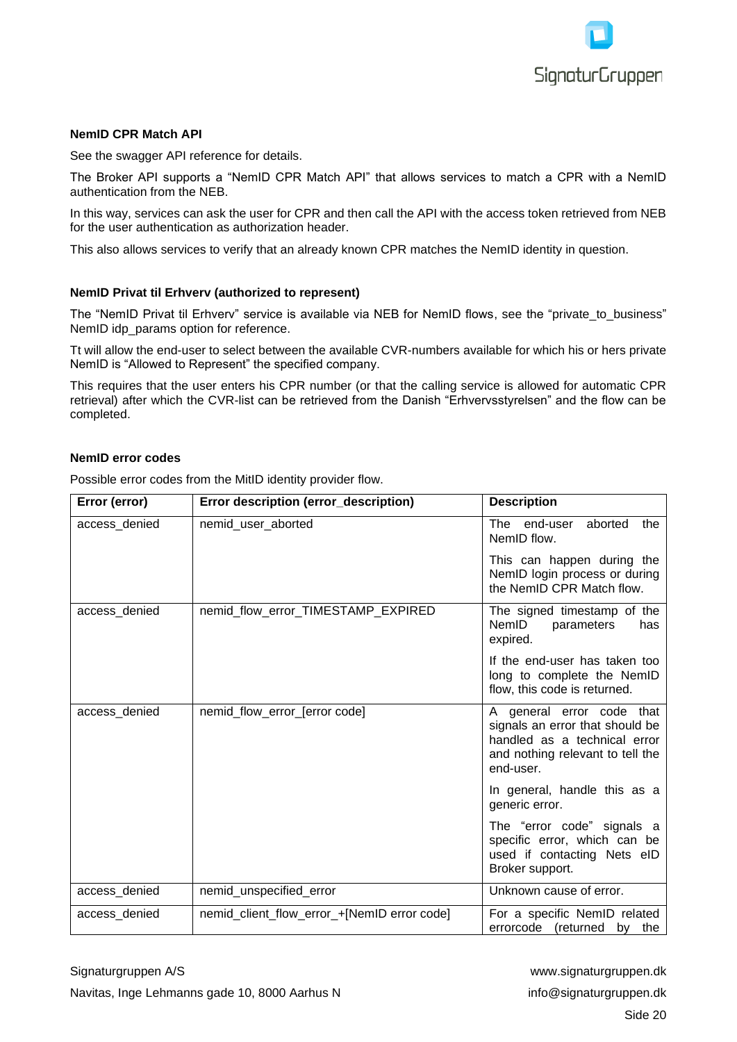**NemID CPR Match API**

See the swagger API reference for details.

The Broker API supports a "NemID CPR Match API" that allows services to match a CPR with a NemID authentication from the NEB.

In this way, services can ask the user for CPR and then call the API with the access token retrieved from NEB for the user authentication as authorization header.

This also allows services to verify that an already known CPR matches the NemID identity in question.

**NemID Privat til Erhverv (authorized to represent)**

The "NemID Privat til Erhverv" service is available via NEB for NemID flows, see the "private_to_business" NemID idp_params option for reference.

Tt will allow the end-user to select between the available CVR-numbers available for which his or hers private NemID is "Allowed to Represent" the specified company.

This requires that the user enters his CPR number (or that the calling service is allowed for automatic CPR retrieval) after which the CVR-list can be retrieved from the Danish "Erhvervsstyrelsen" and the flow can be completed.

**NemID error codes**

Possible error codes from the MitID identity provider flow.

| Error (error) | Error description (error_description) | Description |
|---|---|---|
| access_denied | nemid_user_aborted | The end-user aborted the NemID flow.<br><br>This can happen during the NemID login process or during the NemID CPR Match flow. |
| access_denied | nemid_flow_error_TIMESTAMP_EXPIRED | The signed timestamp of the NemID parameters has expired.<br><br>If the end-user has taken too long to complete the NemID flow, this code is returned. |
| access_denied | nemid_flow_error_[error code] | A general error code that signals an error that should be handled as a technical error and nothing relevant to tell the end-user.<br><br>In general, handle this as a generic error.<br><br>The "error code" signals a specific error, which can be used if contacting Nets eID Broker support. |
| access_denied | nemid_unspecified_error | Unknown cause of error. |
| access_denied | nemid_client_flow_error_+[NemID error code] | For a specific NemID related errorcode (returned by the |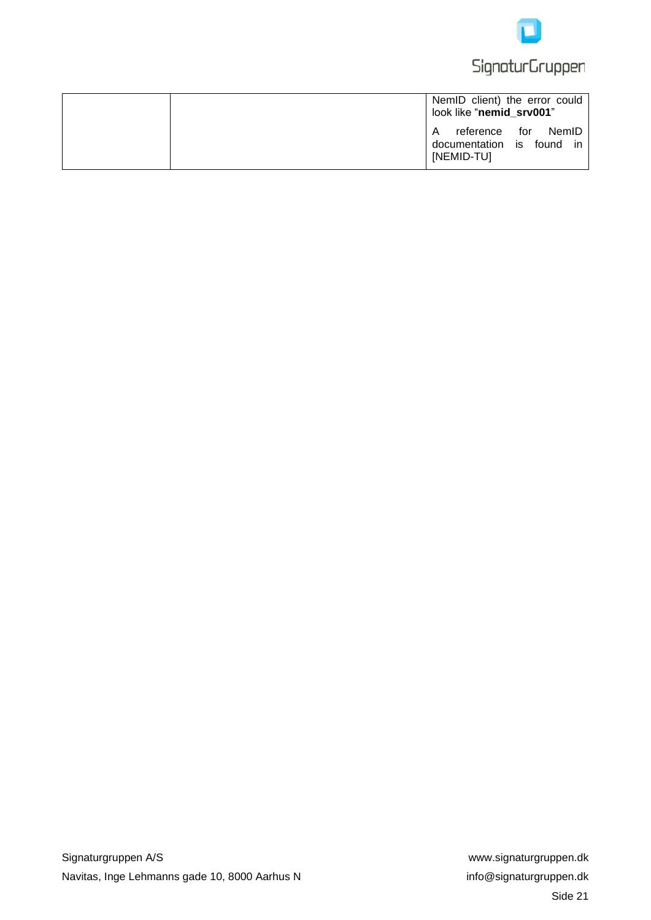| | | |
|---|---|---|
| | | NemID client) the error could look like "**nemid_srv001**"<br><br>A reference for NemID documentation is found in [NEMID-TU] |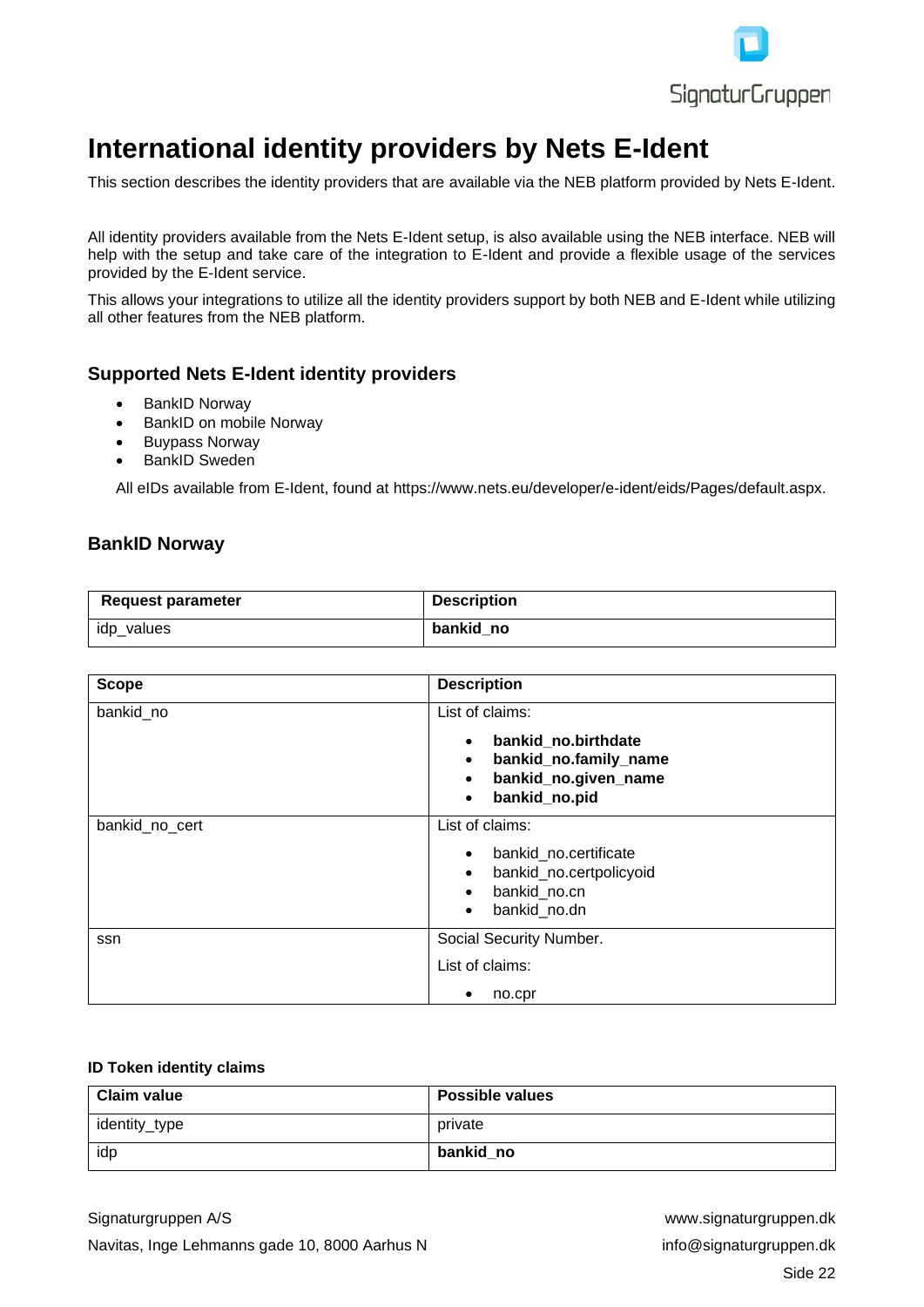# International identity providers by Nets E-Ident

This section describes the identity providers that are available via the NEB platform provided by Nets E-Ident.

All identity providers available from the Nets E-Ident setup, is also available using the NEB interface. NEB will help with the setup and take care of the integration to E-Ident and provide a flexible usage of the services provided by the E-Ident service.

This allows your integrations to utilize all the identity providers support by both NEB and E-Ident while utilizing all other features from the NEB platform.

## Supported Nets E-Ident identity providers

- BankID Norway
- BankID on mobile Norway
- Buypass Norway
- BankID Sweden

All eIDs available from E-Ident, found at https://www.nets.eu/developer/e-ident/eids/Pages/default.aspx.

## BankID Norway

| Request parameter | Description |
| --- | --- |
| idp_values | **bankid_no** |

| Scope | Description |
| --- | --- |
| bankid_no | List of claims:<br>• **bankid_no.birthdate**<br>• **bankid_no.family_name**<br>• **bankid_no.given_name**<br>• **bankid_no.pid** |
| bankid_no_cert | List of claims:<br>• bankid_no.certificate<br>• bankid_no.certpolicyoid<br>• bankid_no.cn<br>• bankid_no.dn |
| ssn | Social Security Number.<br>List of claims:<br>• no.cpr |

#### ID Token identity claims

| Claim value | Possible values |
| --- | --- |
| identity_type | private |
| idp | **bankid_no** |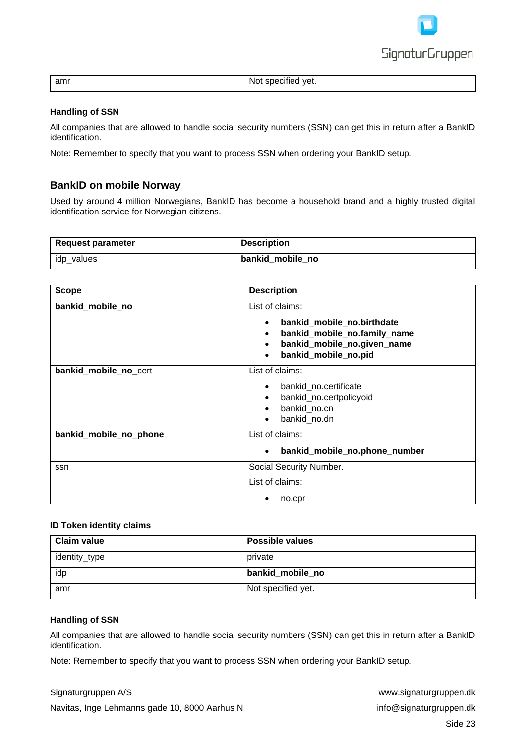| amr | Not specified yet. |
|---|---|

### Handling of SSN

All companies that are allowed to handle social security numbers (SSN) can get this in return after a BankID identification.

Note: Remember to specify that you want to process SSN when ordering your BankID setup.

## BankID on mobile Norway

Used by around 4 million Norwegians, BankID has become a household brand and a highly trusted digital identification service for Norwegian citizens.

| Request parameter | Description |
|---|---|
| idp_values | **bankid_mobile_no** |

| Scope | Description |
|---|---|
| **bankid_mobile_no** | List of claims:<br>• **bankid_mobile_no.birthdate**<br>• **bankid_mobile_no.family_name**<br>• **bankid_mobile_no.given_name**<br>• **bankid_mobile_no.pid** |
| **bankid_mobile_no**_cert | List of claims:<br>• bankid_no.certificate<br>• bankid_no.certpolicyoid<br>• bankid_no.cn<br>• bankid_no.dn |
| **bankid_mobile_no_phone** | List of claims:<br>• **bankid_mobile_no.phone_number** |
| ssn | Social Security Number.<br>List of claims:<br>• no.cpr |

### ID Token identity claims

| Claim value | Possible values |
|---|---|
| identity_type | private |
| idp | **bankid_mobile_no** |
| amr | Not specified yet. |

### Handling of SSN

All companies that are allowed to handle social security numbers (SSN) can get this in return after a BankID identification.

Note: Remember to specify that you want to process SSN when ordering your BankID setup.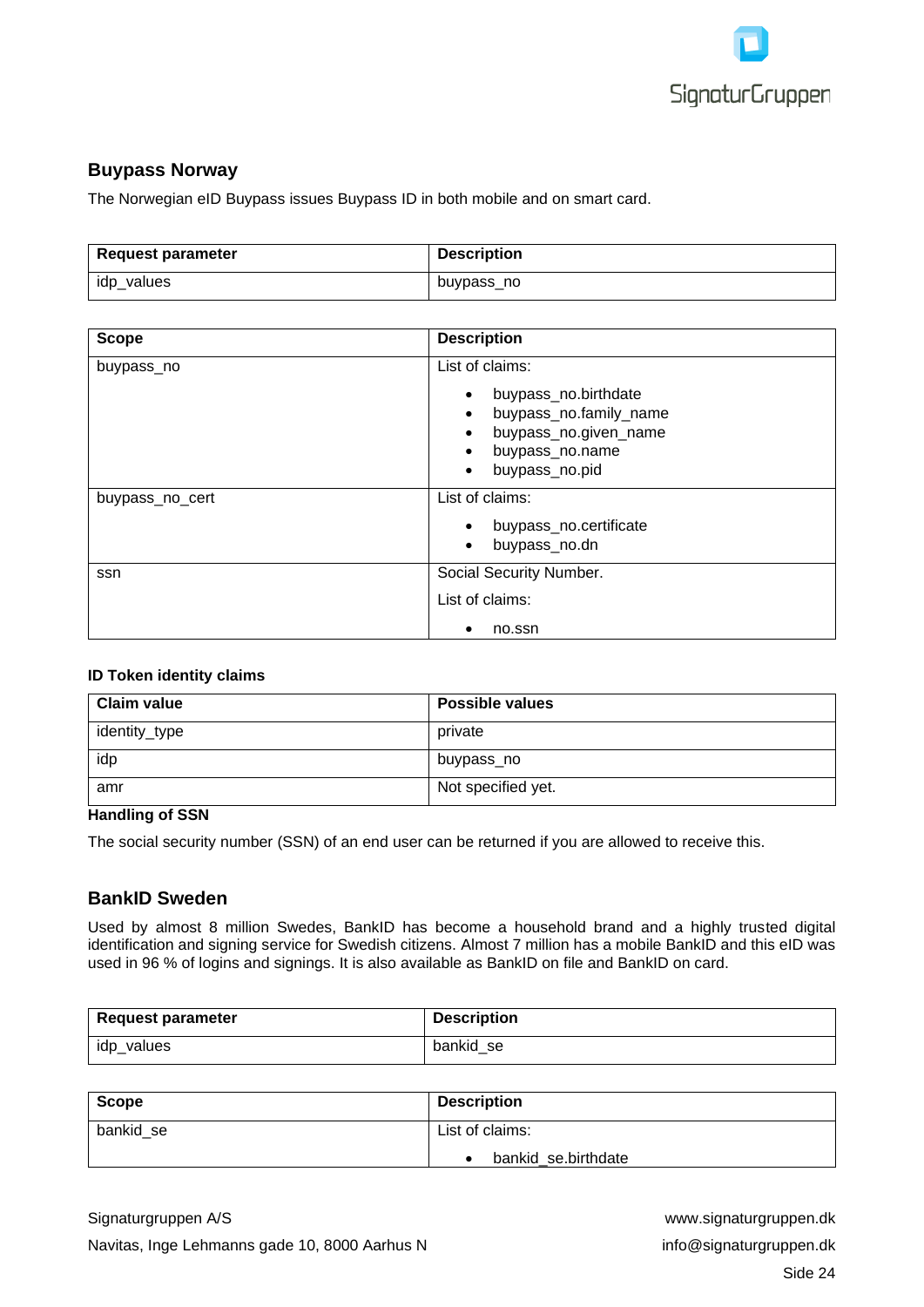## Buypass Norway

The Norwegian eID Buypass issues Buypass ID in both mobile and on smart card.

| Request parameter | Description |
| --- | --- |
| idp_values | buypass_no |

| Scope | Description |
| --- | --- |
| buypass_no | List of claims:<br>• buypass_no.birthdate<br>• buypass_no.family_name<br>• buypass_no.given_name<br>• buypass_no.name<br>• buypass_no.pid |
| buypass_no_cert | List of claims:<br>• buypass_no.certificate<br>• buypass_no.dn |
| ssn | Social Security Number.<br>List of claims:<br>• no.ssn |

**ID Token identity claims**

| Claim value | Possible values |
| --- | --- |
| identity_type | private |
| idp | buypass_no |
| amr | Not specified yet. |

**Handling of SSN**

The social security number (SSN) of an end user can be returned if you are allowed to receive this.

## BankID Sweden

Used by almost 8 million Swedes, BankID has become a household brand and a highly trusted digital identification and signing service for Swedish citizens. Almost 7 million has a mobile BankID and this eID was used in 96 % of logins and signings. It is also available as BankID on file and BankID on card.

| Request parameter | Description |
| --- | --- |
| idp_values | bankid_se |

| Scope | Description |
| --- | --- |
| bankid_se | List of claims:<br>• bankid_se.birthdate |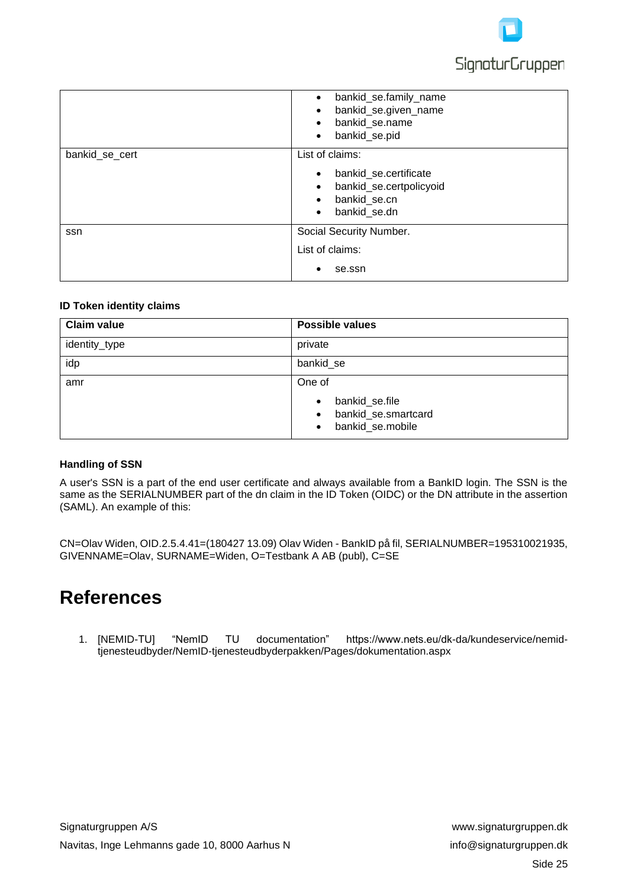| | |
|---|---|
| | • bankid_se.family_name<br>• bankid_se.given_name<br>• bankid_se.name<br>• bankid_se.pid |
| bankid_se_cert | List of claims:<br>• bankid_se.certificate<br>• bankid_se.certpolicyoid<br>• bankid_se.cn<br>• bankid_se.dn |
| ssn | Social Security Number.<br>List of claims:<br>• se.ssn |

**ID Token identity claims**

| Claim value | Possible values |
|---|---|
| identity_type | private |
| idp | bankid_se |
| amr | One of<br>• bankid_se.file<br>• bankid_se.smartcard<br>• bankid_se.mobile |

**Handling of SSN**

A user's SSN is a part of the end user certificate and always available from a BankID login. The SSN is the same as the SERIALNUMBER part of the dn claim in the ID Token (OIDC) or the DN attribute in the assertion (SAML). An example of this:

CN=Olav Widen, OID.2.5.4.41=(180427 13.09) Olav Widen - BankID på fil, SERIALNUMBER=195310021935, GIVENNAME=Olav, SURNAME=Widen, O=Testbank A AB (publ), C=SE

# References

1. [NEMID-TU] "NemID TU documentation" https://www.nets.eu/dk-da/kundeservice/nemid-tjenesteudbyder/NemID-tjenesteudbyderpakken/Pages/dokumentation.aspx

Signaturgruppen A/S
Navitas, Inge Lehmanns gade 10, 8000 Aarhus N

www.signaturgruppen.dk
info@signaturgruppen.dk